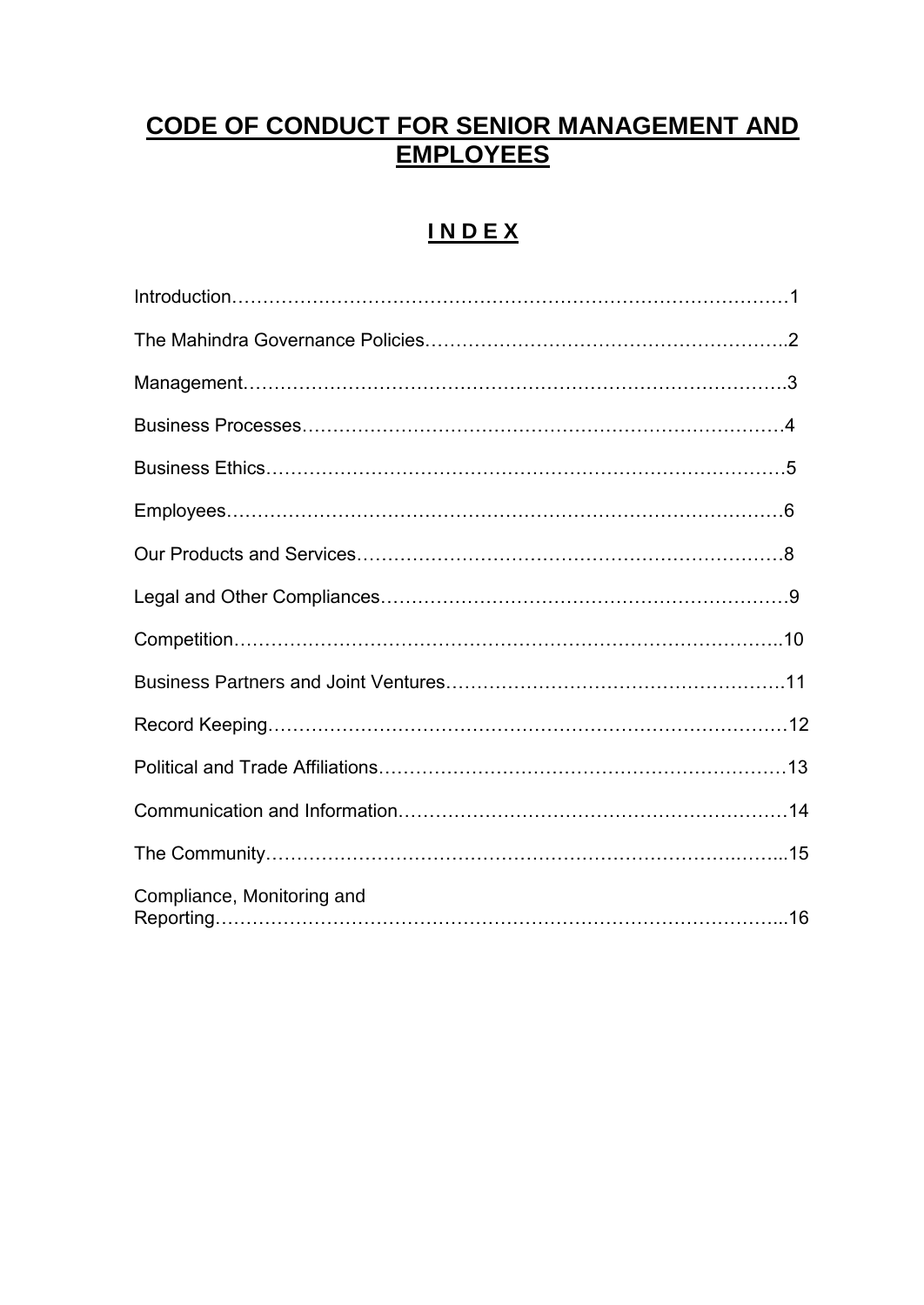# CODE OF CONDUCT FOR SENIOR MANAGEMENT AND EMPLOYEES

## I N D E X

| | |
|---|---|
| Introduction | 1 |
| The Mahindra Governance Policies | 2 |
| Management | 3 |
| Business Processes | 4 |
| Business Ethics | 5 |
| Employees | 6 |
| Our Products and Services | 8 |
| Legal and Other Compliances | 9 |
| Competition | 10 |
| Business Partners and Joint Ventures | 11 |
| Record Keeping | 12 |
| Political and Trade Affiliations | 13 |
| Communication and Information | 14 |
| The Community | 15 |
| Compliance, Monitoring and Reporting | 16 |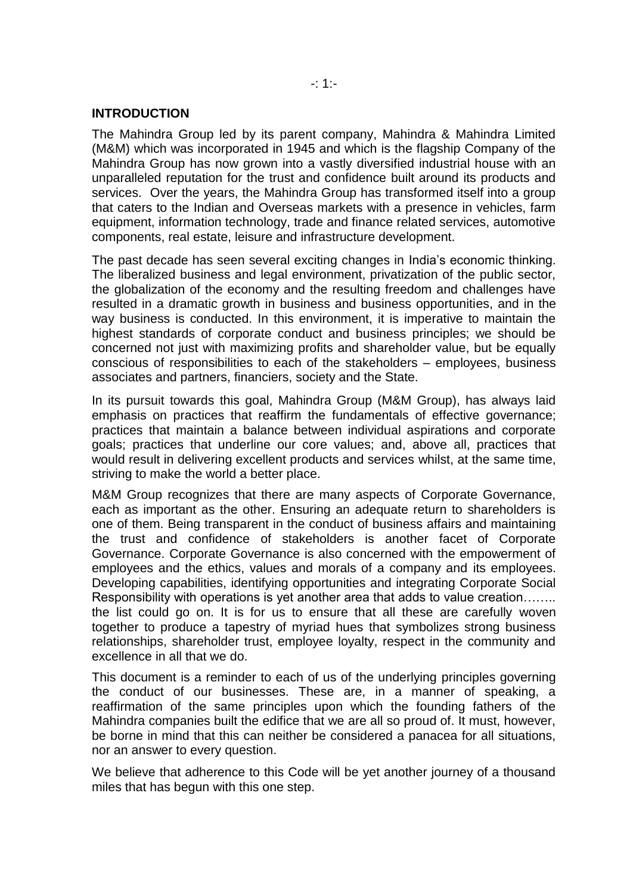## INTRODUCTION

The Mahindra Group led by its parent company, Mahindra & Mahindra Limited (M&M) which was incorporated in 1945 and which is the flagship Company of the Mahindra Group has now grown into a vastly diversified industrial house with an unparalleled reputation for the trust and confidence built around its products and services. Over the years, the Mahindra Group has transformed itself into a group that caters to the Indian and Overseas markets with a presence in vehicles, farm equipment, information technology, trade and finance related services, automotive components, real estate, leisure and infrastructure development.

The past decade has seen several exciting changes in India's economic thinking. The liberalized business and legal environment, privatization of the public sector, the globalization of the economy and the resulting freedom and challenges have resulted in a dramatic growth in business and business opportunities, and in the way business is conducted. In this environment, it is imperative to maintain the highest standards of corporate conduct and business principles; we should be concerned not just with maximizing profits and shareholder value, but be equally conscious of responsibilities to each of the stakeholders – employees, business associates and partners, financiers, society and the State.

In its pursuit towards this goal, Mahindra Group (M&M Group), has always laid emphasis on practices that reaffirm the fundamentals of effective governance; practices that maintain a balance between individual aspirations and corporate goals; practices that underline our core values; and, above all, practices that would result in delivering excellent products and services whilst, at the same time, striving to make the world a better place.

M&M Group recognizes that there are many aspects of Corporate Governance, each as important as the other. Ensuring an adequate return to shareholders is one of them. Being transparent in the conduct of business affairs and maintaining the trust and confidence of stakeholders is another facet of Corporate Governance. Corporate Governance is also concerned with the empowerment of employees and the ethics, values and morals of a company and its employees. Developing capabilities, identifying opportunities and integrating Corporate Social Responsibility with operations is yet another area that adds to value creation…….. the list could go on. It is for us to ensure that all these are carefully woven together to produce a tapestry of myriad hues that symbolizes strong business relationships, shareholder trust, employee loyalty, respect in the community and excellence in all that we do.

This document is a reminder to each of us of the underlying principles governing the conduct of our businesses. These are, in a manner of speaking, a reaffirmation of the same principles upon which the founding fathers of the Mahindra companies built the edifice that we are all so proud of. It must, however, be borne in mind that this can neither be considered a panacea for all situations, nor an answer to every question.

We believe that adherence to this Code will be yet another journey of a thousand miles that has begun with this one step.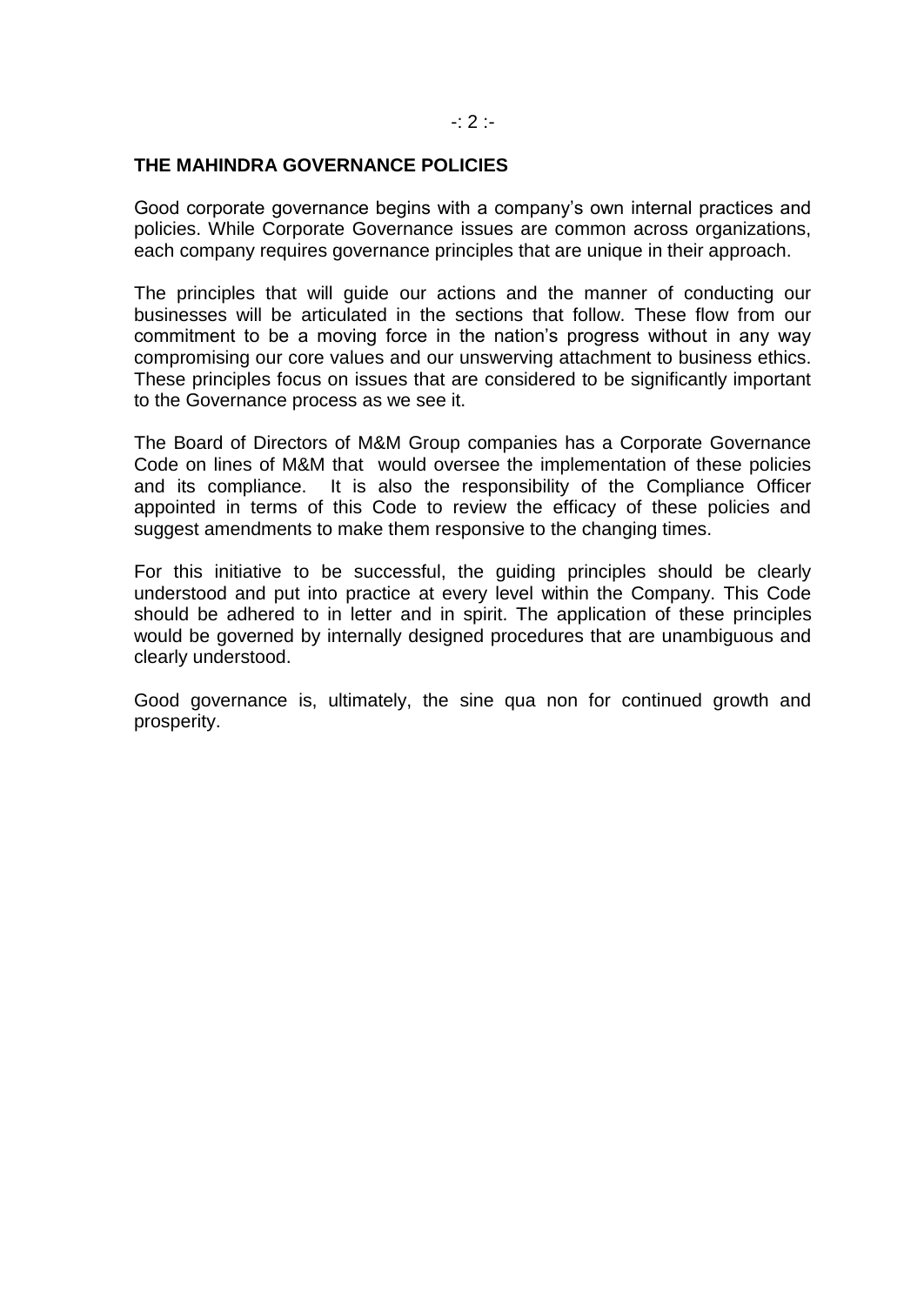## THE MAHINDRA GOVERNANCE POLICIES

Good corporate governance begins with a company's own internal practices and policies. While Corporate Governance issues are common across organizations, each company requires governance principles that are unique in their approach.

The principles that will guide our actions and the manner of conducting our businesses will be articulated in the sections that follow. These flow from our commitment to be a moving force in the nation's progress without in any way compromising our core values and our unswerving attachment to business ethics. These principles focus on issues that are considered to be significantly important to the Governance process as we see it.

The Board of Directors of M&M Group companies has a Corporate Governance Code on lines of M&M that would oversee the implementation of these policies and its compliance. It is also the responsibility of the Compliance Officer appointed in terms of this Code to review the efficacy of these policies and suggest amendments to make them responsive to the changing times.

For this initiative to be successful, the guiding principles should be clearly understood and put into practice at every level within the Company. This Code should be adhered to in letter and in spirit. The application of these principles would be governed by internally designed procedures that are unambiguous and clearly understood.

Good governance is, ultimately, the sine qua non for continued growth and prosperity.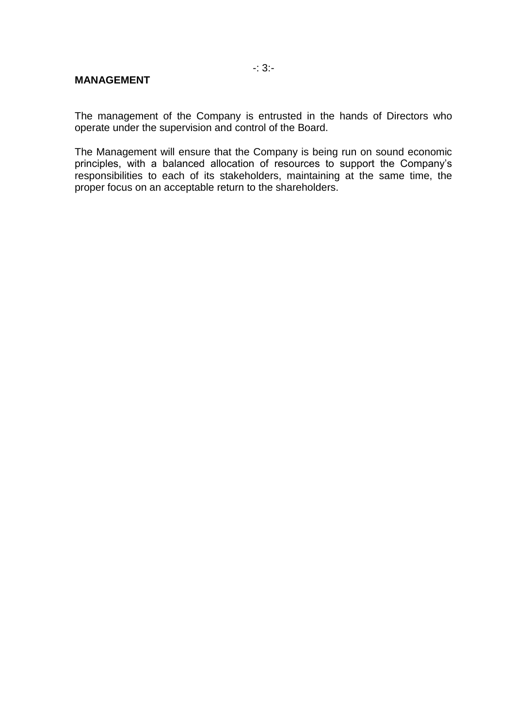**MANAGEMENT**

The management of the Company is entrusted in the hands of Directors who operate under the supervision and control of the Board.

The Management will ensure that the Company is being run on sound economic principles, with a balanced allocation of resources to support the Company's responsibilities to each of its stakeholders, maintaining at the same time, the proper focus on an acceptable return to the shareholders.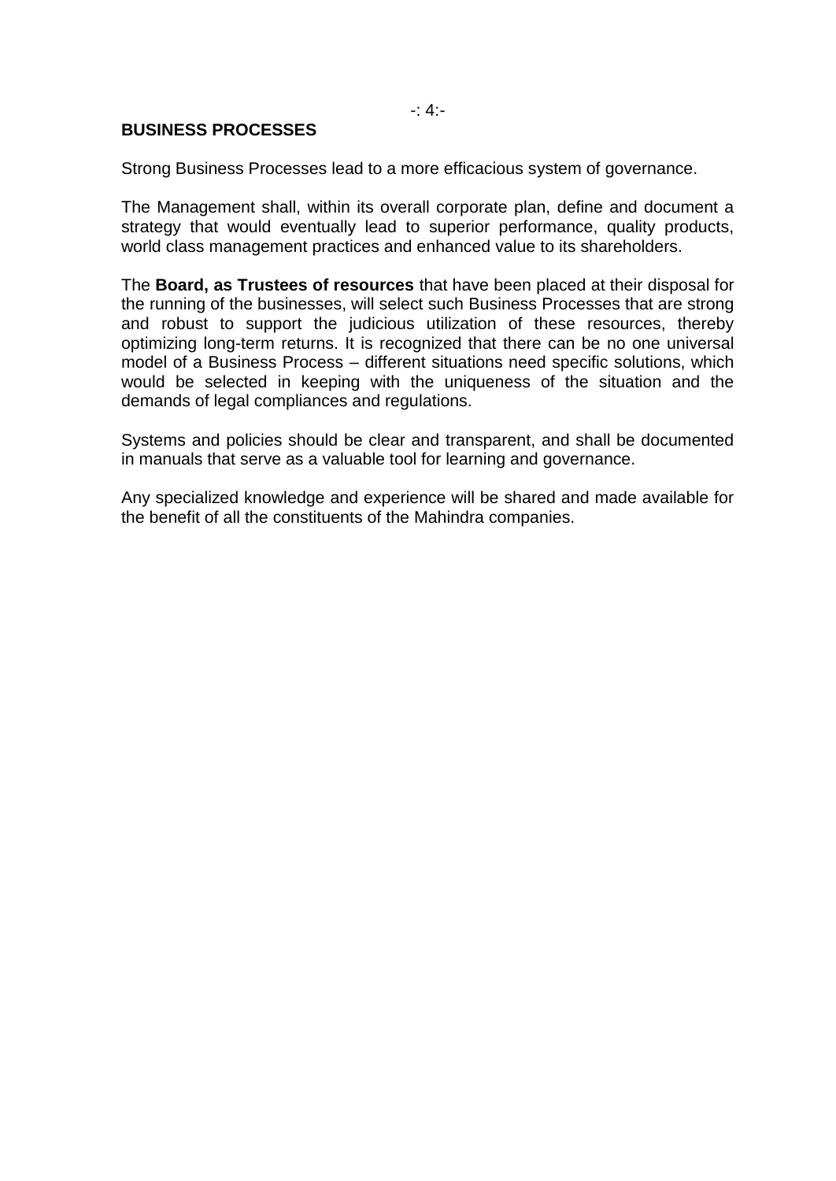## BUSINESS PROCESSES

Strong Business Processes lead to a more efficacious system of governance.

The Management shall, within its overall corporate plan, define and document a strategy that would eventually lead to superior performance, quality products, world class management practices and enhanced value to its shareholders.

The **Board, as Trustees of resources** that have been placed at their disposal for the running of the businesses, will select such Business Processes that are strong and robust to support the judicious utilization of these resources, thereby optimizing long-term returns. It is recognized that there can be no one universal model of a Business Process – different situations need specific solutions, which would be selected in keeping with the uniqueness of the situation and the demands of legal compliances and regulations.

Systems and policies should be clear and transparent, and shall be documented in manuals that serve as a valuable tool for learning and governance.

Any specialized knowledge and experience will be shared and made available for the benefit of all the constituents of the Mahindra companies.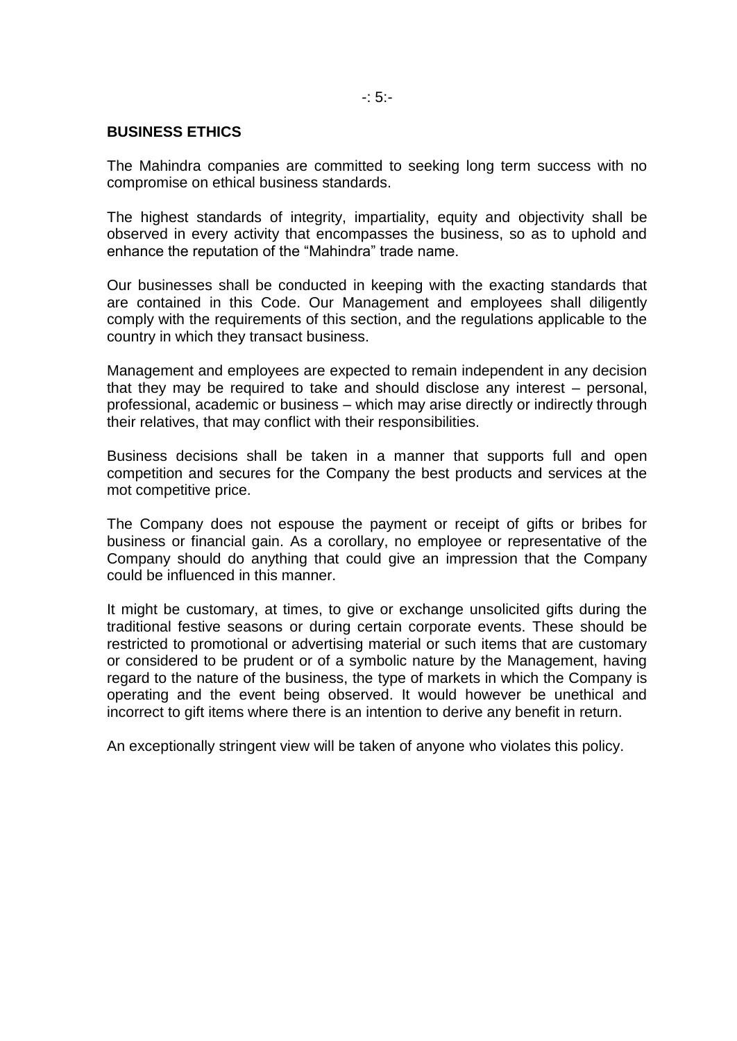## BUSINESS ETHICS

The Mahindra companies are committed to seeking long term success with no compromise on ethical business standards.

The highest standards of integrity, impartiality, equity and objectivity shall be observed in every activity that encompasses the business, so as to uphold and enhance the reputation of the "Mahindra" trade name.

Our businesses shall be conducted in keeping with the exacting standards that are contained in this Code. Our Management and employees shall diligently comply with the requirements of this section, and the regulations applicable to the country in which they transact business.

Management and employees are expected to remain independent in any decision that they may be required to take and should disclose any interest – personal, professional, academic or business – which may arise directly or indirectly through their relatives, that may conflict with their responsibilities.

Business decisions shall be taken in a manner that supports full and open competition and secures for the Company the best products and services at the mot competitive price.

The Company does not espouse the payment or receipt of gifts or bribes for business or financial gain. As a corollary, no employee or representative of the Company should do anything that could give an impression that the Company could be influenced in this manner.

It might be customary, at times, to give or exchange unsolicited gifts during the traditional festive seasons or during certain corporate events. These should be restricted to promotional or advertising material or such items that are customary or considered to be prudent or of a symbolic nature by the Management, having regard to the nature of the business, the type of markets in which the Company is operating and the event being observed. It would however be unethical and incorrect to gift items where there is an intention to derive any benefit in return.

An exceptionally stringent view will be taken of anyone who violates this policy.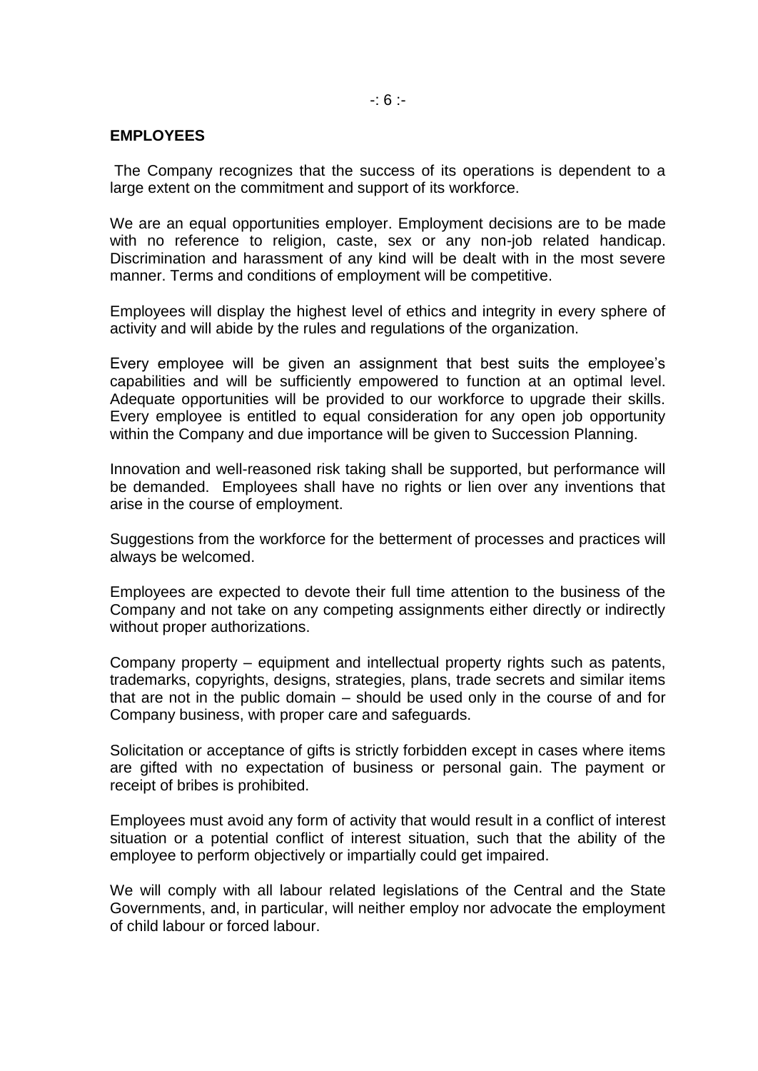## EMPLOYEES

The Company recognizes that the success of its operations is dependent to a large extent on the commitment and support of its workforce.

We are an equal opportunities employer. Employment decisions are to be made with no reference to religion, caste, sex or any non-job related handicap. Discrimination and harassment of any kind will be dealt with in the most severe manner. Terms and conditions of employment will be competitive.

Employees will display the highest level of ethics and integrity in every sphere of activity and will abide by the rules and regulations of the organization.

Every employee will be given an assignment that best suits the employee's capabilities and will be sufficiently empowered to function at an optimal level. Adequate opportunities will be provided to our workforce to upgrade their skills. Every employee is entitled to equal consideration for any open job opportunity within the Company and due importance will be given to Succession Planning.

Innovation and well-reasoned risk taking shall be supported, but performance will be demanded. Employees shall have no rights or lien over any inventions that arise in the course of employment.

Suggestions from the workforce for the betterment of processes and practices will always be welcomed.

Employees are expected to devote their full time attention to the business of the Company and not take on any competing assignments either directly or indirectly without proper authorizations.

Company property – equipment and intellectual property rights such as patents, trademarks, copyrights, designs, strategies, plans, trade secrets and similar items that are not in the public domain – should be used only in the course of and for Company business, with proper care and safeguards.

Solicitation or acceptance of gifts is strictly forbidden except in cases where items are gifted with no expectation of business or personal gain. The payment or receipt of bribes is prohibited.

Employees must avoid any form of activity that would result in a conflict of interest situation or a potential conflict of interest situation, such that the ability of the employee to perform objectively or impartially could get impaired.

We will comply with all labour related legislations of the Central and the State Governments, and, in particular, will neither employ nor advocate the employment of child labour or forced labour.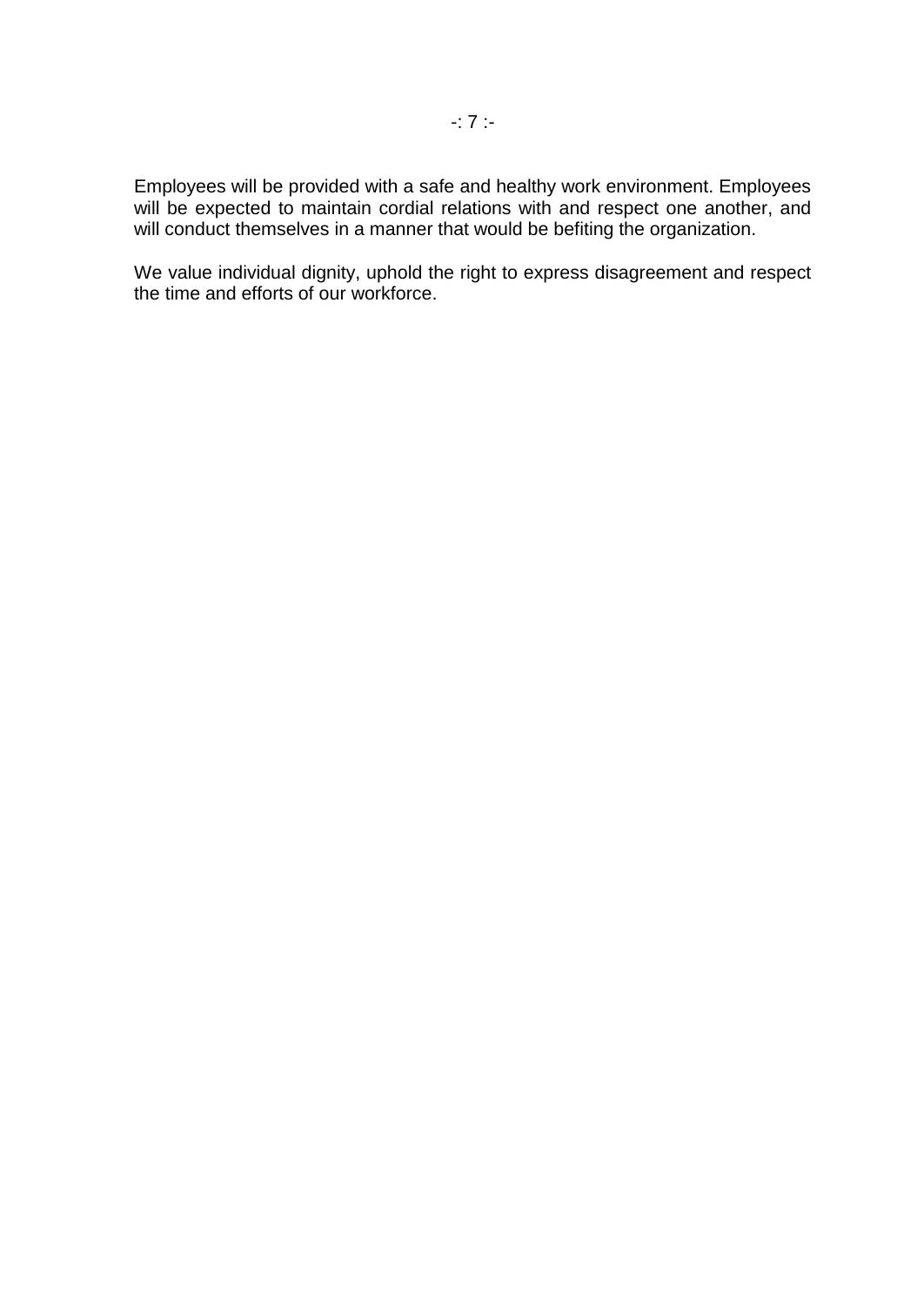Employees will be provided with a safe and healthy work environment. Employees will be expected to maintain cordial relations with and respect one another, and will conduct themselves in a manner that would be befiting the organization.

We value individual dignity, uphold the right to express disagreement and respect the time and efforts of our workforce.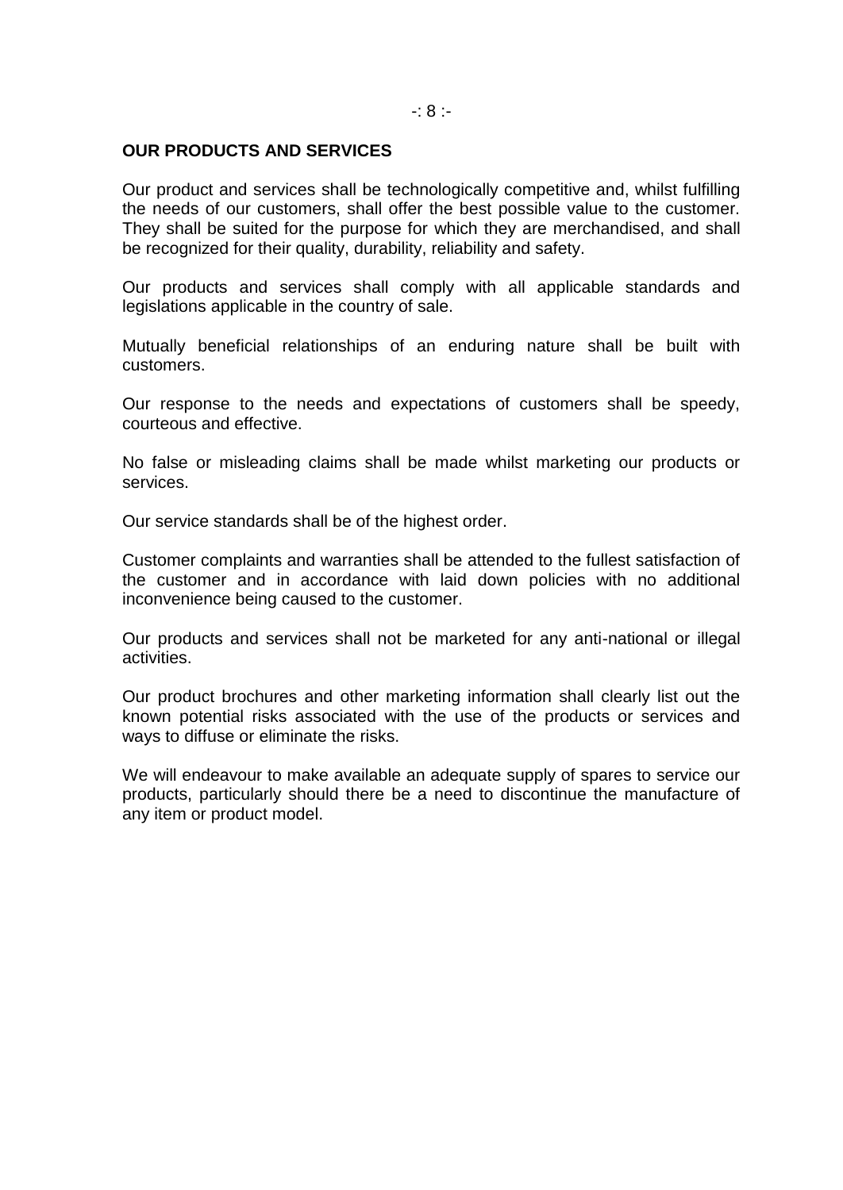## OUR PRODUCTS AND SERVICES

Our product and services shall be technologically competitive and, whilst fulfilling the needs of our customers, shall offer the best possible value to the customer. They shall be suited for the purpose for which they are merchandised, and shall be recognized for their quality, durability, reliability and safety.

Our products and services shall comply with all applicable standards and legislations applicable in the country of sale.

Mutually beneficial relationships of an enduring nature shall be built with customers.

Our response to the needs and expectations of customers shall be speedy, courteous and effective.

No false or misleading claims shall be made whilst marketing our products or services.

Our service standards shall be of the highest order.

Customer complaints and warranties shall be attended to the fullest satisfaction of the customer and in accordance with laid down policies with no additional inconvenience being caused to the customer.

Our products and services shall not be marketed for any anti-national or illegal activities.

Our product brochures and other marketing information shall clearly list out the known potential risks associated with the use of the products or services and ways to diffuse or eliminate the risks.

We will endeavour to make available an adequate supply of spares to service our products, particularly should there be a need to discontinue the manufacture of any item or product model.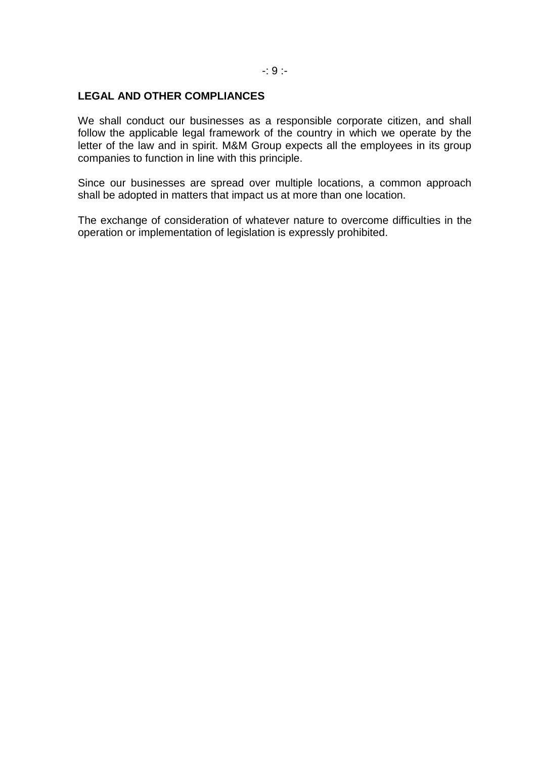## LEGAL AND OTHER COMPLIANCES

We shall conduct our businesses as a responsible corporate citizen, and shall follow the applicable legal framework of the country in which we operate by the letter of the law and in spirit. M&M Group expects all the employees in its group companies to function in line with this principle.

Since our businesses are spread over multiple locations, a common approach shall be adopted in matters that impact us at more than one location.

The exchange of consideration of whatever nature to overcome difficulties in the operation or implementation of legislation is expressly prohibited.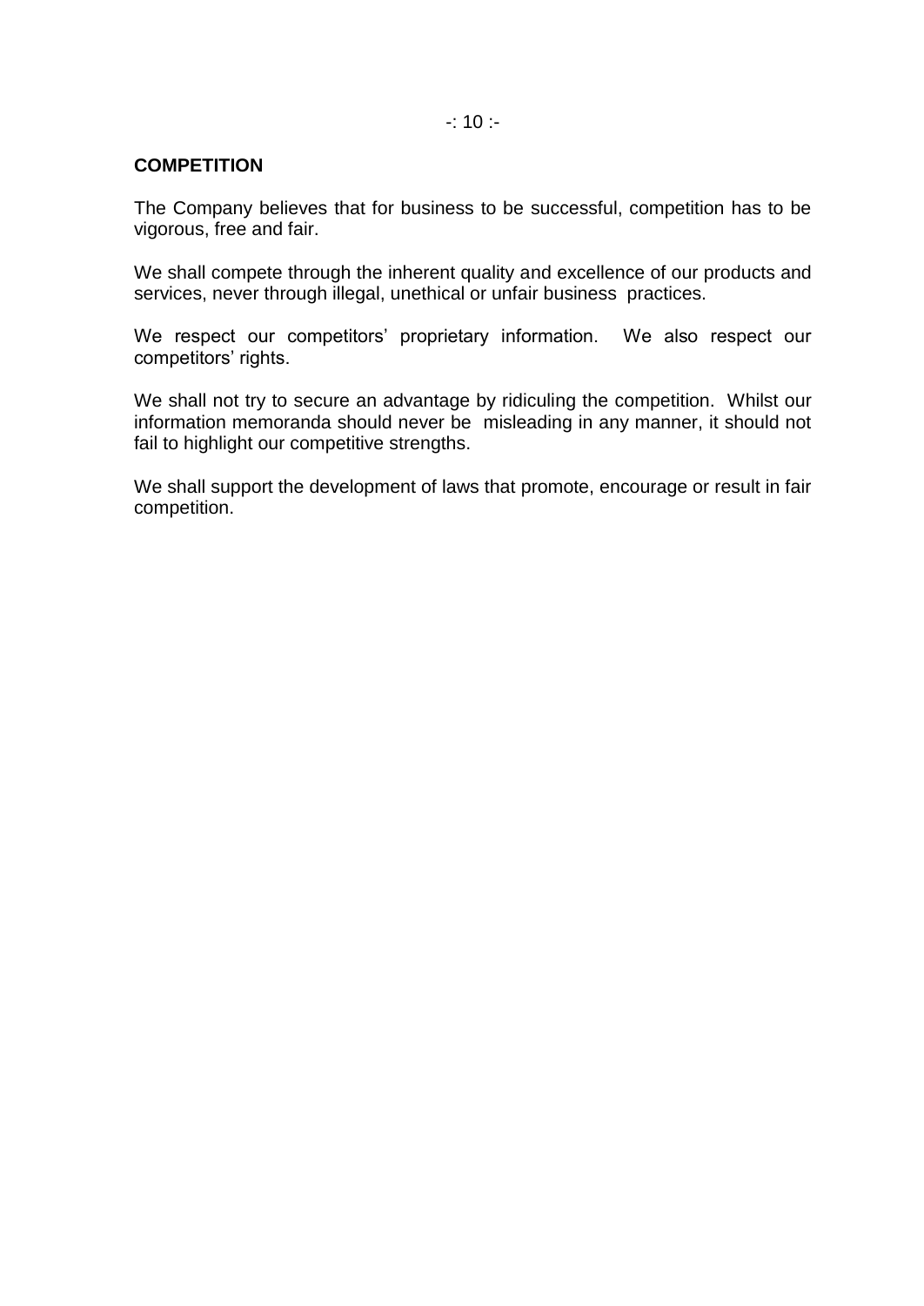## COMPETITION

The Company believes that for business to be successful, competition has to be vigorous, free and fair.

We shall compete through the inherent quality and excellence of our products and services, never through illegal, unethical or unfair business practices.

We respect our competitors' proprietary information. We also respect our competitors' rights.

We shall not try to secure an advantage by ridiculing the competition. Whilst our information memoranda should never be misleading in any manner, it should not fail to highlight our competitive strengths.

We shall support the development of laws that promote, encourage or result in fair competition.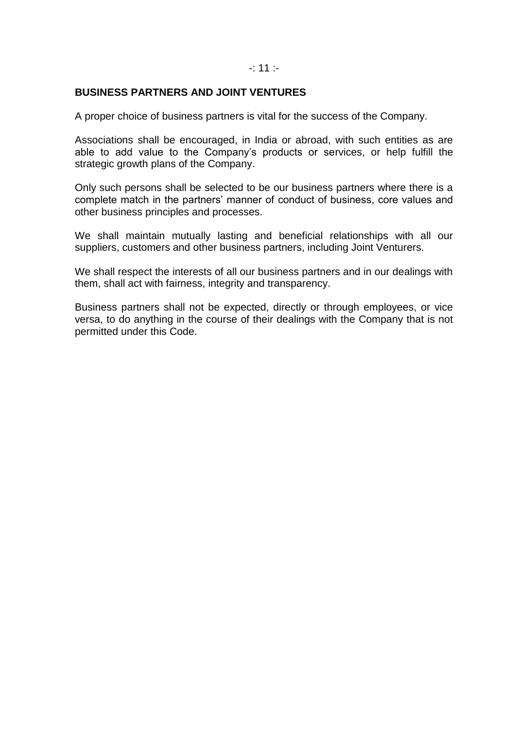## BUSINESS PARTNERS AND JOINT VENTURES

A proper choice of business partners is vital for the success of the Company.

Associations shall be encouraged, in India or abroad, with such entities as are able to add value to the Company's products or services, or help fulfill the strategic growth plans of the Company.

Only such persons shall be selected to be our business partners where there is a complete match in the partners' manner of conduct of business, core values and other business principles and processes.

We shall maintain mutually lasting and beneficial relationships with all our suppliers, customers and other business partners, including Joint Venturers.

We shall respect the interests of all our business partners and in our dealings with them, shall act with fairness, integrity and transparency.

Business partners shall not be expected, directly or through employees, or vice versa, to do anything in the course of their dealings with the Company that is not permitted under this Code.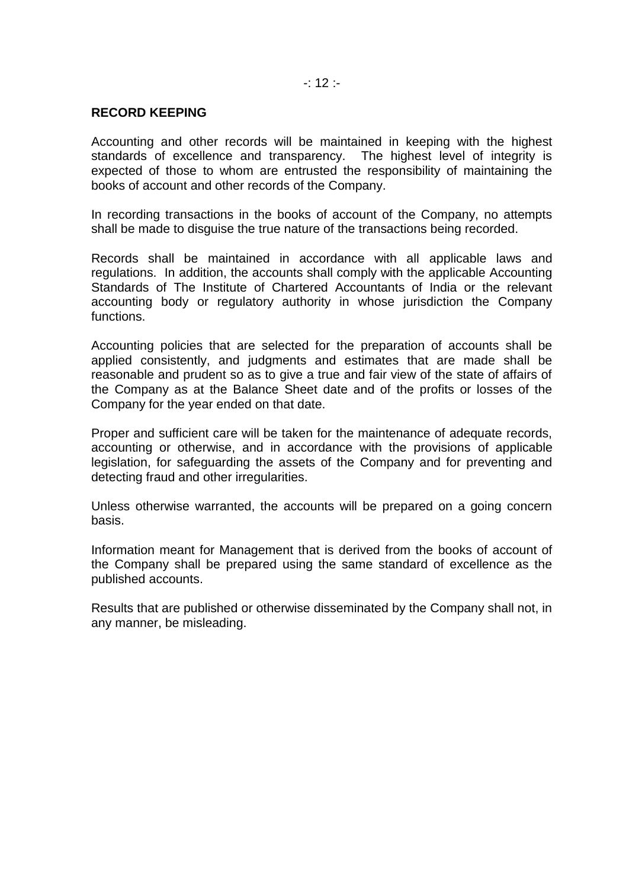## RECORD KEEPING

Accounting and other records will be maintained in keeping with the highest standards of excellence and transparency. The highest level of integrity is expected of those to whom are entrusted the responsibility of maintaining the books of account and other records of the Company.

In recording transactions in the books of account of the Company, no attempts shall be made to disguise the true nature of the transactions being recorded.

Records shall be maintained in accordance with all applicable laws and regulations. In addition, the accounts shall comply with the applicable Accounting Standards of The Institute of Chartered Accountants of India or the relevant accounting body or regulatory authority in whose jurisdiction the Company functions.

Accounting policies that are selected for the preparation of accounts shall be applied consistently, and judgments and estimates that are made shall be reasonable and prudent so as to give a true and fair view of the state of affairs of the Company as at the Balance Sheet date and of the profits or losses of the Company for the year ended on that date.

Proper and sufficient care will be taken for the maintenance of adequate records, accounting or otherwise, and in accordance with the provisions of applicable legislation, for safeguarding the assets of the Company and for preventing and detecting fraud and other irregularities.

Unless otherwise warranted, the accounts will be prepared on a going concern basis.

Information meant for Management that is derived from the books of account of the Company shall be prepared using the same standard of excellence as the published accounts.

Results that are published or otherwise disseminated by the Company shall not, in any manner, be misleading.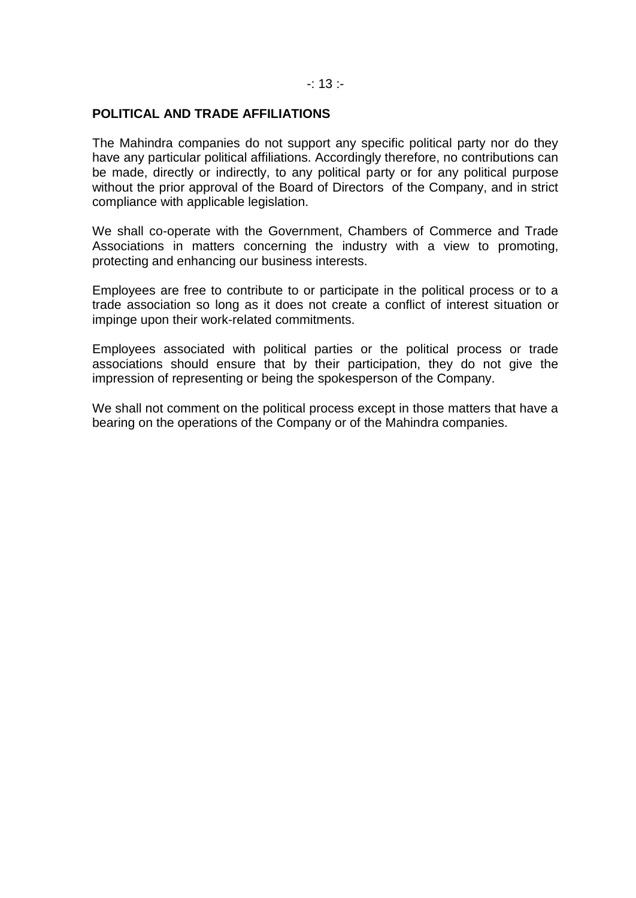## POLITICAL AND TRADE AFFILIATIONS

The Mahindra companies do not support any specific political party nor do they have any particular political affiliations. Accordingly therefore, no contributions can be made, directly or indirectly, to any political party or for any political purpose without the prior approval of the Board of Directors of the Company, and in strict compliance with applicable legislation.

We shall co-operate with the Government, Chambers of Commerce and Trade Associations in matters concerning the industry with a view to promoting, protecting and enhancing our business interests.

Employees are free to contribute to or participate in the political process or to a trade association so long as it does not create a conflict of interest situation or impinge upon their work-related commitments.

Employees associated with political parties or the political process or trade associations should ensure that by their participation, they do not give the impression of representing or being the spokesperson of the Company.

We shall not comment on the political process except in those matters that have a bearing on the operations of the Company or of the Mahindra companies.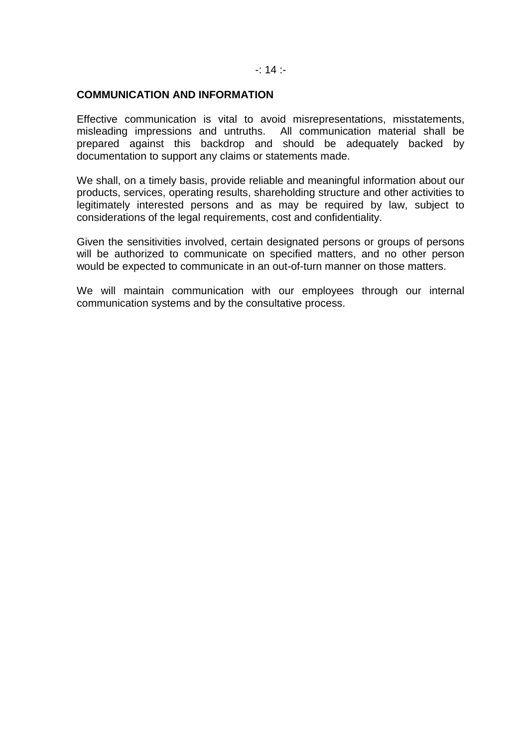## COMMUNICATION AND INFORMATION

Effective communication is vital to avoid misrepresentations, misstatements, misleading impressions and untruths. All communication material shall be prepared against this backdrop and should be adequately backed by documentation to support any claims or statements made.

We shall, on a timely basis, provide reliable and meaningful information about our products, services, operating results, shareholding structure and other activities to legitimately interested persons and as may be required by law, subject to considerations of the legal requirements, cost and confidentiality.

Given the sensitivities involved, certain designated persons or groups of persons will be authorized to communicate on specified matters, and no other person would be expected to communicate in an out-of-turn manner on those matters.

We will maintain communication with our employees through our internal communication systems and by the consultative process.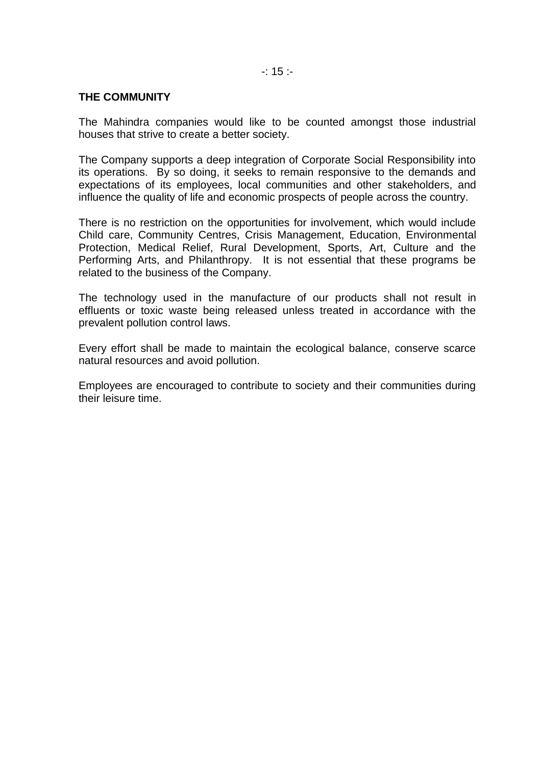**THE COMMUNITY**

The Mahindra companies would like to be counted amongst those industrial houses that strive to create a better society.

The Company supports a deep integration of Corporate Social Responsibility into its operations. By so doing, it seeks to remain responsive to the demands and expectations of its employees, local communities and other stakeholders, and influence the quality of life and economic prospects of people across the country.

There is no restriction on the opportunities for involvement, which would include Child care, Community Centres, Crisis Management, Education, Environmental Protection, Medical Relief, Rural Development, Sports, Art, Culture and the Performing Arts, and Philanthropy. It is not essential that these programs be related to the business of the Company.

The technology used in the manufacture of our products shall not result in effluents or toxic waste being released unless treated in accordance with the prevalent pollution control laws.

Every effort shall be made to maintain the ecological balance, conserve scarce natural resources and avoid pollution.

Employees are encouraged to contribute to society and their communities during their leisure time.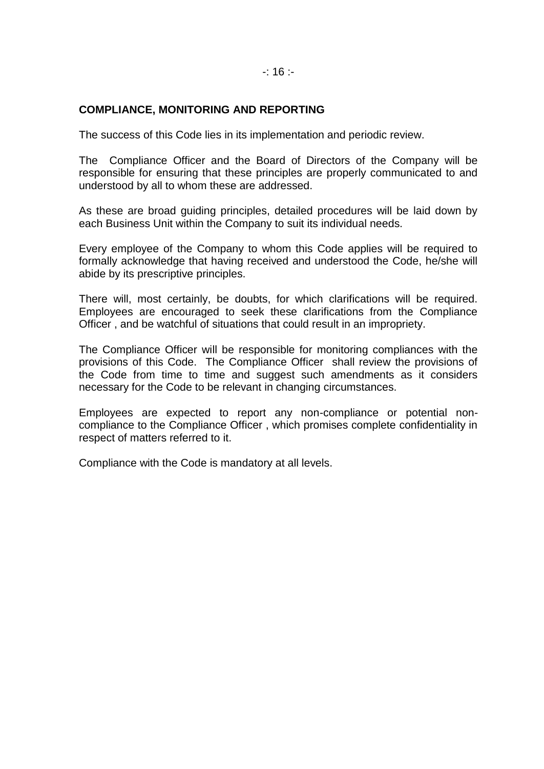## COMPLIANCE, MONITORING AND REPORTING

The success of this Code lies in its implementation and periodic review.

The Compliance Officer and the Board of Directors of the Company will be responsible for ensuring that these principles are properly communicated to and understood by all to whom these are addressed.

As these are broad guiding principles, detailed procedures will be laid down by each Business Unit within the Company to suit its individual needs.

Every employee of the Company to whom this Code applies will be required to formally acknowledge that having received and understood the Code, he/she will abide by its prescriptive principles.

There will, most certainly, be doubts, for which clarifications will be required. Employees are encouraged to seek these clarifications from the Compliance Officer , and be watchful of situations that could result in an impropriety.

The Compliance Officer will be responsible for monitoring compliances with the provisions of this Code. The Compliance Officer shall review the provisions of the Code from time to time and suggest such amendments as it considers necessary for the Code to be relevant in changing circumstances.

Employees are expected to report any non-compliance or potential non-compliance to the Compliance Officer , which promises complete confidentiality in respect of matters referred to it.

Compliance with the Code is mandatory at all levels.